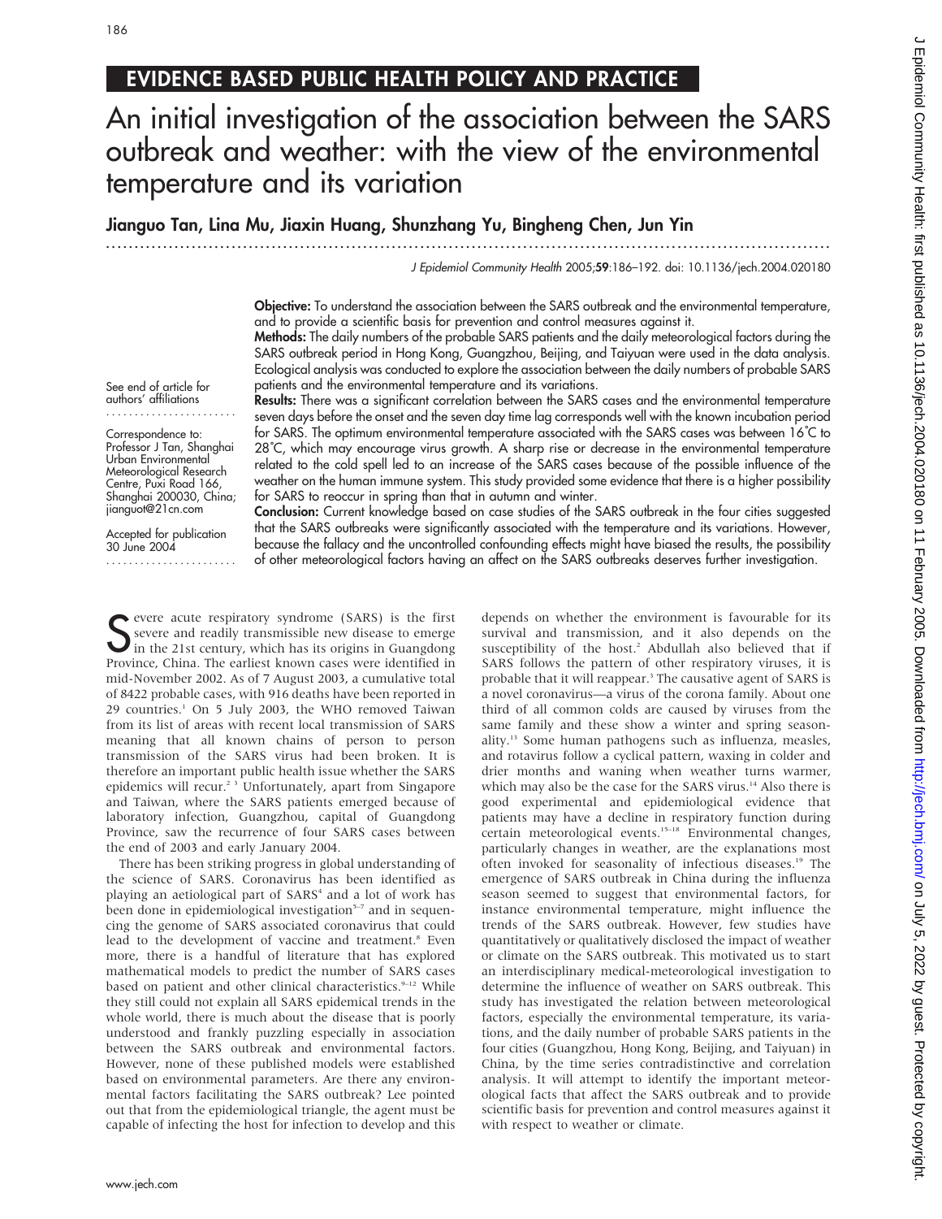# EVIDENCE BASED PUBLIC HEALTH POLICY AND PRACTICE

# An initial investigation of the association between the SARS outbreak and weather: with the view of the environmental temperature and its variation

**Jianguo Tan, Lina Mu, Jiaxin Huang, Shunzhang Yu, Bingheng Chen, Jun Yin**

See end of article for authors' affiliations

Correspondence to: Professor J Tan, Shanghai Urban Environmental Meteorological Research Centre, Puxi Road 166, Shanghai 200030, China; jianguot@21cn.com

Accepted for publication 30 June 2004

**Objective:** To understand the association between the SARS outbreak and the environmental temperature, and to provide a scientific basis for prevention and control measures against it.

**Methods:** The daily numbers of the probable SARS patients and the daily meteorological factors during the SARS outbreak period in Hong Kong, Guangzhou, Beijing, and Taiyuan were used in the data analysis. Ecological analysis was conducted to explore the association between the daily numbers of probable SARS patients and the environmental temperature and its variations.

**Results:** There was a significant correlation between the SARS cases and the environmental temperature seven days before the onset and the seven day time lag corresponds well with the known incubation period for SARS. The optimum environmental temperature associated with the SARS cases was between 16°C to 28°C, which may encourage virus growth. A sharp rise or decrease in the environmental temperature related to the cold spell led to an increase of the SARS cases because of the possible influence of the weather on the human immune system. This study provided some evidence that there is a higher possibility for SARS to reoccur in spring than that in autumn and winter.

**Conclusion:** Current knowledge based on case studies of the SARS outbreak in the four cities suggested that the SARS outbreaks were significantly associated with the temperature and its variations. However, because the fallacy and the uncontrolled confounding effects might have biased the results, the possibility of other meteorological factors having an affect on the SARS outbreaks deserves further investigation.

Severe acute respiratory syndrome (SARS) is the first severe and readily transmissible new disease to emerge in the 21st century, which has its origins in Guangdong Province, China. The earliest known cases were identified in mid-November 2002. As of 7 August 2003, a cumulative total of 8422 probable cases, with 916 deaths have been reported in 29 countries.[1] On 5 July 2003, the WHO removed Taiwan from its list of areas with recent local transmission of SARS meaning that all known chains of person to person transmission of the SARS virus had been broken. It is therefore an important public health issue whether the SARS epidemics will recur.[2 3] Unfortunately, apart from Singapore and Taiwan, where the SARS patients emerged because of laboratory infection, Guangzhou, capital of Guangdong Province, saw the recurrence of four SARS cases between the end of 2003 and early January 2004.

There has been striking progress in global understanding of the science of SARS. Coronavirus has been identified as playing an aetiological part of SARS[4] and a lot of work has been done in epidemiological investigation[5–7] and in sequencing the genome of SARS associated coronavirus that could lead to the development of vaccine and treatment.[8] Even more, there is a handful of literature that has explored mathematical models to predict the number of SARS cases based on patient and other clinical characteristics.[9–12] While they still could not explain all SARS epidemical trends in the whole world, there is much about the disease that is poorly understood and frankly puzzling especially in association between the SARS outbreak and environmental factors. However, none of these published models were established based on environmental parameters. Are there any environmental factors facilitating the SARS outbreak? Lee pointed out that from the epidemiological triangle, the agent must be capable of infecting the host for infection to develop and this depends on whether the environment is favourable for its survival and transmission, and it also depends on the susceptibility of the host.[2] Abdullah also believed that if SARS follows the pattern of other respiratory viruses, it is probable that it will reappear.[3] The causative agent of SARS is a novel coronavirus—a virus of the corona family. About one third of all common colds are caused by viruses from the same family and these show a winter and spring seasonality.[13] Some human pathogens such as influenza, measles, and rotavirus follow a cyclical pattern, waxing in colder and drier months and waning when weather turns warmer, which may also be the case for the SARS virus.[14] Also there is good experimental and epidemiological evidence that patients may have a decline in respiratory function during certain meteorological events.[15–18] Environmental changes, particularly changes in weather, are the explanations most often invoked for seasonality of infectious diseases.[19] The emergence of SARS outbreak in China during the influenza season seemed to suggest that environmental factors, for instance environmental temperature, might influence the trends of the SARS outbreak. However, few studies have quantitatively or qualitatively disclosed the impact of weather or climate on the SARS outbreak. This motivated us to start an interdisciplinary medical-meteorological investigation to determine the influence of weather on SARS outbreak. This study has investigated the relation between meteorological factors, especially the environmental temperature, its variations, and the daily number of probable SARS patients in the four cities (Guangzhou, Hong Kong, Beijing, and Taiyuan) in China, by the time series contradistinctive and correlation analysis. It will attempt to identify the important meteorological facts that affect the SARS outbreak and to provide scientific basis for prevention and control measures against it with respect to weather or climate.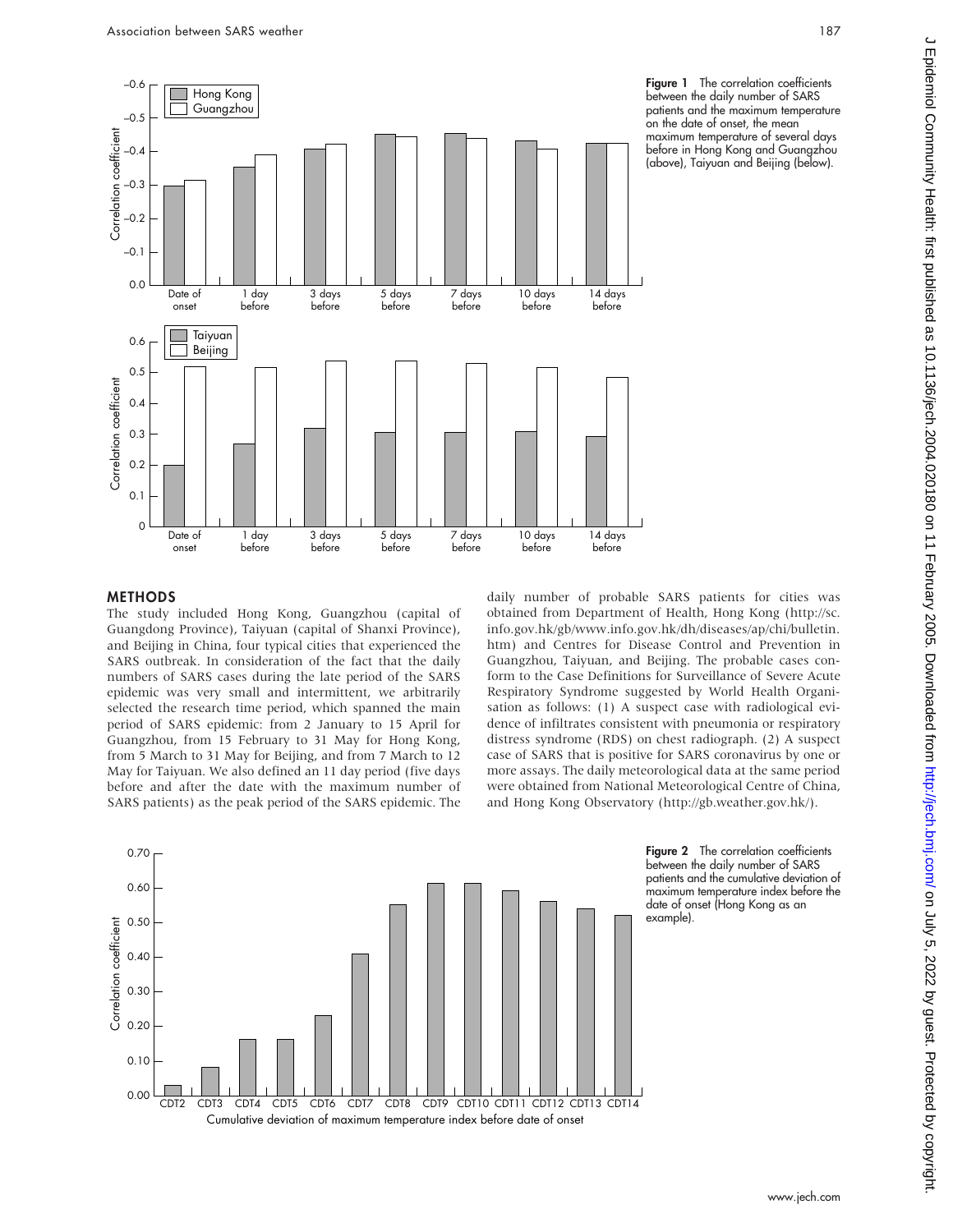**Figure 1** The correlation coefficients between the daily number of SARS patients and the maximum temperature on the date of onset, the mean maximum temperature of several days before in Hong Kong and Guangzhou (above), Taiyuan and Beijing (below).

## METHODS

The study included Hong Kong, Guangzhou (capital of Guangdong Province), Taiyuan (capital of Shanxi Province), and Beijing in China, four typical cities that experienced the SARS outbreak. In consideration of the fact that the daily numbers of SARS cases during the late period of the SARS epidemic was very small and intermittent, we arbitrarily selected the research time period, which spanned the main period of SARS epidemic: from 2 January to 15 April for Guangzhou, from 15 February to 31 May for Hong Kong, from 5 March to 31 May for Beijing, and from 7 March to 12 May for Taiyuan. We also defined an 11 day period (five days before and after the date with the maximum number of SARS patients) as the peak period of the SARS epidemic. The daily number of probable SARS patients for cities was obtained from Department of Health, Hong Kong (http://sc.info.gov.hk/gb/www.info.gov.hk/dh/diseases/ap/chi/bulletin.htm) and Centres for Disease Control and Prevention in Guangzhou, Taiyuan, and Beijing. The probable cases conform to the Case Definitions for Surveillance of Severe Acute Respiratory Syndrome suggested by World Health Organisation as follows: (1) A suspect case with radiological evidence of infiltrates consistent with pneumonia or respiratory distress syndrome (RDS) on chest radiograph. (2) A suspect case of SARS that is positive for SARS coronavirus by one or more assays. The daily meteorological data at the same period were obtained from National Meteorological Centre of China, and Hong Kong Observatory (http://gb.weather.gov.hk/).

**Figure 2** The correlation coefficients between the daily number of SARS patients and the cumulative deviation of maximum temperature index before the date of onset (Hong Kong as an example).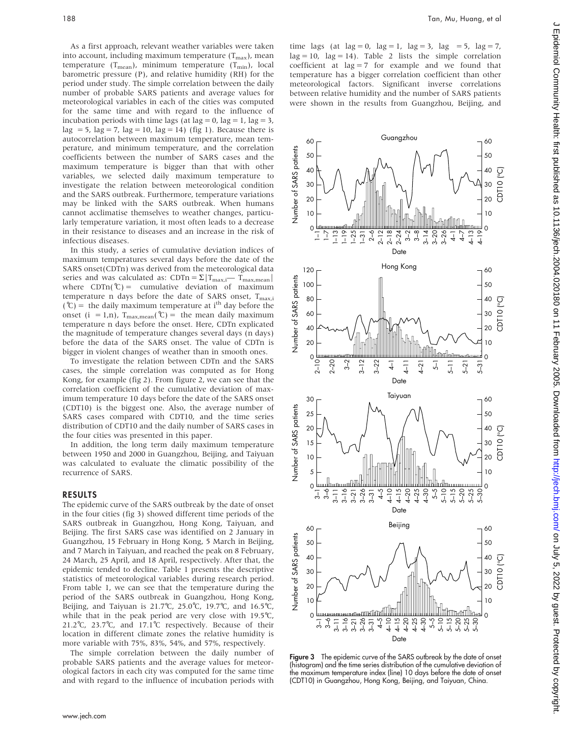As a first approach, relevant weather variables were taken into account, including maximum temperature ($T_{max}$), mean temperature ($T_{mean}$), minimum temperature ($T_{min}$), local barometric pressure (P), and relative humidity (RH) for the period under study. The simple correlation between the daily number of probable SARS patients and average values for meteorological variables in each of the cities was computed for the same time and with regard to the influence of incubation periods with time lags (at lag = 0, lag = 1, lag = 3, lag = 5, lag = 7, lag = 10, lag = 14) (fig 1). Because there is autocorrelation between maximum temperature, mean temperature, and minimum temperature, and the correlation coefficients between the number of SARS cases and the maximum temperature is bigger than that with other variables, we selected daily maximum temperature to investigate the relation between meteorological condition and the SARS outbreak. Furthermore, temperature variations may be linked with the SARS outbreak. When humans cannot acclimatise themselves to weather changes, particularly temperature variation, it most often leads to a decrease in their resistance to diseases and an increase in the risk of infectious diseases.

In this study, a series of cumulative deviation indices of maximum temperatures several days before the date of the SARS onset(CDTn) was derived from the meteorological data series and was calculated as: $CDTn = \Sigma|T_{max,i} - T_{max,mean}|$ where CDTn(℃) = cumulative deviation of maximum temperature n days before the date of SARS onset, $T_{max,i}$ (℃) = the daily maximum temperature at $i^{th}$ day before the onset (i = 1,n), $T_{max,mean}$(℃) = the mean daily maximum temperature n days before the onset. Here, CDTn explicated the magnitude of temperature changes several days (n days) before the data of the SARS onset. The value of CDTn is bigger in violent changes of weather than in smooth ones.

To investigate the relation between CDTn and the SARS cases, the simple correlation was computed as for Hong Kong, for example (fig 2). From figure 2, we can see that the correlation coefficient of the cumulative deviation of maximum temperature 10 days before the date of the SARS onset (CDT10) is the biggest one. Also, the average number of SARS cases compared with CDT10, and the time series distribution of CDT10 and the daily number of SARS cases in the four cities was presented in this paper.

In addition, the long term daily maximum temperature between 1950 and 2000 in Guangzhou, Beijing, and Taiyuan was calculated to evaluate the climatic possibility of the recurrence of SARS.

## RESULTS

The epidemic curve of the SARS outbreak by the date of onset in the four cities (fig 3) showed different time periods of the SARS outbreak in Guangzhou, Hong Kong, Taiyuan, and Beijing. The first SARS case was identified on 2 January in Guangzhou, 15 February in Hong Kong, 5 March in Beijing, and 7 March in Taiyuan, and reached the peak on 8 February, 24 March, 25 April, and 18 April, respectively. After that, the epidemic tended to decline. Table 1 presents the descriptive statistics of meteorological variables during research period. From table 1, we can see that the temperature during the period of the SARS outbreak in Guangzhou, Hong Kong, Beijing, and Taiyuan is 21.7℃, 25.0℃, 19.7℃, and 16.5℃, while that in the peak period are very close with 19.5℃, 21.2℃, 23.7℃, and 17.1℃ respectively. Because of their location in different climate zones the relative humidity is more variable with 75%, 83%, 54%, and 57%, respectively.

The simple correlation between the daily number of probable SARS patients and the average values for meteorological factors in each city was computed for the same time and with regard to the influence of incubation periods with time lags (at lag = 0, lag = 1, lag = 3, lag = 5, lag = 7, lag = 10, lag = 14). Table 2 lists the simple correlation coefficient at lag = 7 for example and we found that temperature has a bigger correlation coefficient than other meteorological factors. Significant inverse correlations between relative humidity and the number of SARS patients were shown in the results from Guangzhou, Beijing, and

**Figure 3** The epidemic curve of the SARS outbreak by the date of onset (histogram) and the time series distribution of the cumulative deviation of the maximum temperature index (line) 10 days before the date of onset (CDT10) in Guangzhou, Hong Kong, Beijing, and Taiyuan, China.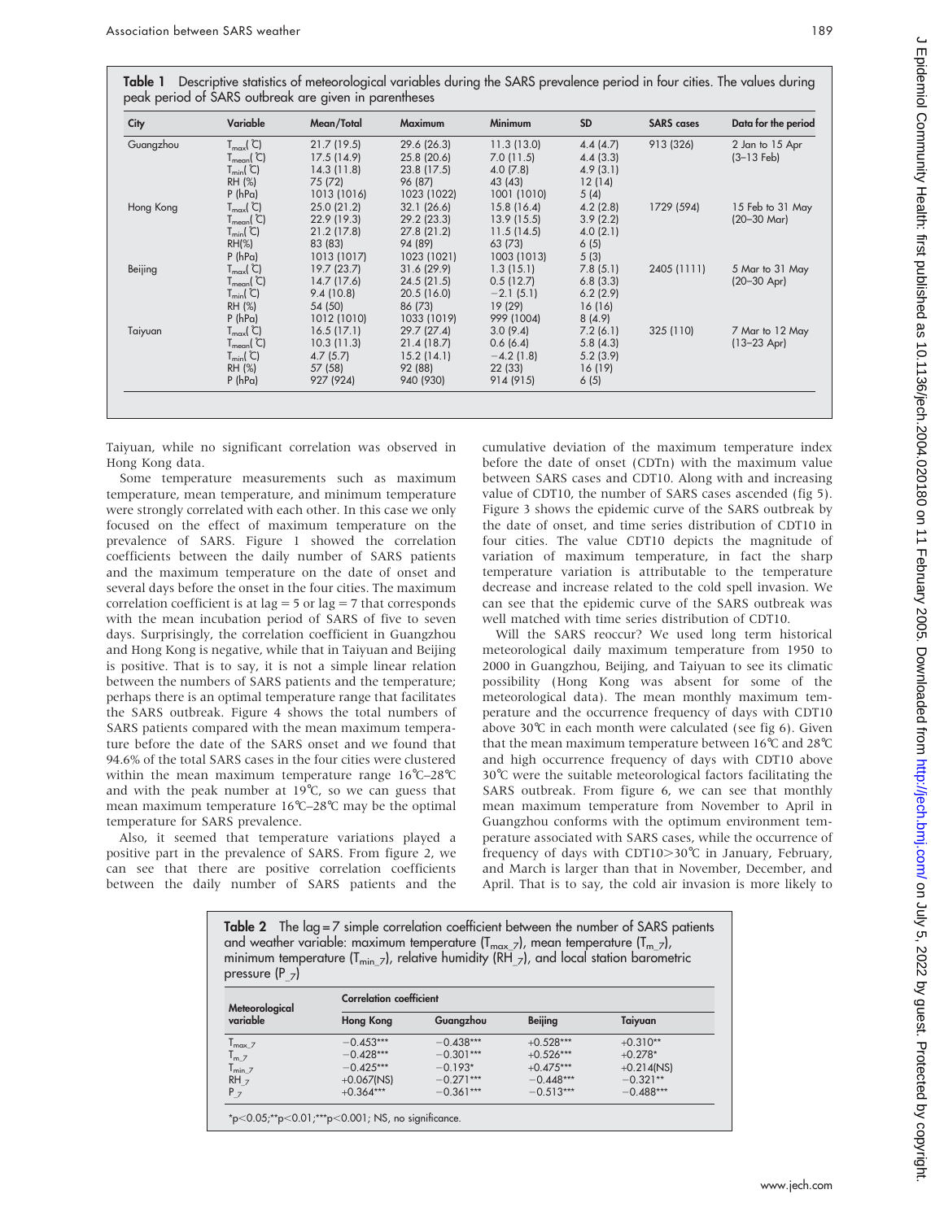**Table 1** Descriptive statistics of meteorological variables during the SARS prevalence period in four cities. The values during peak period of SARS outbreak are given in parentheses

| City | Variable | Mean/Total | Maximum | Minimum | SD | SARS cases | Data for the period |
|---|---|---|---|---|---|---|---|
| Guangzhou | $T_{max}$(℃) | 21.7 (19.5) | 29.6 (26.3) | 11.3 (13.0) | 4.4 (4.7) | 913 (326) | 2 Jan to 15 Apr (3–13 Feb) |
| | $T_{mean}$(℃) | 17.5 (14.9) | 25.8 (20.6) | 7.0 (11.5) | 4.4 (3.3) | | |
| | $T_{min}$(℃) | 14.3 (11.8) | 23.8 (17.5) | 4.0 (7.8) | 4.9 (3.1) | | |
| | RH (%) | 75 (72) | 96 (87) | 43 (43) | 12 (14) | | |
| | P (hPa) | 1013 (1016) | 1023 (1022) | 1001 (1010) | 5 (4) | | |
| Hong Kong | $T_{max}$(℃) | 25.0 (21.2) | 32.1 (26.6) | 15.8 (16.4) | 4.2 (2.8) | 1729 (594) | 15 Feb to 31 May (20–30 Mar) |
| | $T_{mean}$(℃) | 22.9 (19.3) | 29.2 (23.3) | 13.9 (15.5) | 3.9 (2.2) | | |
| | $T_{min}$(℃) | 21.2 (17.8) | 27.8 (21.2) | 11.5 (14.5) | 4.0 (2.1) | | |
| | RH(%) | 83 (83) | 94 (89) | 63 (73) | 6 (5) | | |
| | P (hPa) | 1013 (1017) | 1023 (1021) | 1003 (1013) | 5 (3) | | |
| Beijing | $T_{max}$(℃) | 19.7 (23.7) | 31.6 (29.9) | 1.3 (15.1) | 7.8 (5.1) | 2405 (1111) | 5 Mar to 31 May (20–30 Apr) |
| | $T_{mean}$(℃) | 14.7 (17.6) | 24.5 (21.5) | 0.5 (12.7) | 6.8 (3.3) | | |
| | $T_{min}$(℃) | 9.4 (10.8) | 20.5 (16.0) | −2.1 (5.1) | 6.2 (2.9) | | |
| | RH (%) | 54 (50) | 86 (73) | 19 (29) | 16 (16) | | |
| | P (hPa) | 1012 (1010) | 1033 (1019) | 999 (1004) | 8 (4.9) | | |
| Taiyuan | $T_{max}$(℃) | 16.5 (17.1) | 29.7 (27.4) | 3.0 (9.4) | 7.2 (6.1) | 325 (110) | 7 Mar to 12 May (13–23 Apr) |
| | $T_{mean}$(℃) | 10.3 (11.3) | 21.4 (18.7) | 0.6 (6.4) | 5.8 (4.3) | | |
| | $T_{min}$(℃) | 4.7 (5.7) | 15.2 (14.1) | −4.2 (1.8) | 5.2 (3.9) | | |
| | RH (%) | 57 (58) | 92 (88) | 22 (33) | 16 (19) | | |
| | P (hPa) | 927 (924) | 940 (930) | 914 (915) | 6 (5) | | |

Taiyuan, while no significant correlation was observed in Hong Kong data.

Some temperature measurements such as maximum temperature, mean temperature, and minimum temperature were strongly correlated with each other. In this case we only focused on the effect of maximum temperature on the prevalence of SARS. Figure 1 showed the correlation coefficients between the daily number of SARS patients and the maximum temperature on the date of onset and several days before the onset in the four cities. The maximum correlation coefficient is at lag = 5 or lag = 7 that corresponds with the mean incubation period of SARS of five to seven days. Surprisingly, the correlation coefficient in Guangzhou and Hong Kong is negative, while that in Taiyuan and Beijing is positive. That is to say, it is not a simple linear relation between the numbers of SARS patients and the temperature; perhaps there is an optimal temperature range that facilitates the SARS outbreak. Figure 4 shows the total numbers of SARS patients compared with the mean maximum temperature before the date of the SARS onset and we found that 94.6% of the total SARS cases in the four cities were clustered within the mean maximum temperature range 16℃–28℃ and with the peak number at 19℃, so we can guess that mean maximum temperature 16℃–28℃ may be the optimal temperature for SARS prevalence.

Also, it seemed that temperature variations played a positive part in the prevalence of SARS. From figure 2, we can see that there are positive correlation coefficients between the daily number of SARS patients and the cumulative deviation of the maximum temperature index before the date of onset (CDTn) with the maximum value between SARS cases and CDT10. Along with and increasing value of CDT10, the number of SARS cases ascended (fig 5). Figure 3 shows the epidemic curve of the SARS outbreak by the date of onset, and time series distribution of CDT10 in four cities. The value CDT10 depicts the magnitude of variation of maximum temperature, in fact the sharp temperature variation is attributable to the temperature decrease and increase related to the cold spell invasion. We can see that the epidemic curve of the SARS outbreak was well matched with time series distribution of CDT10.

Will the SARS reoccur? We used long term historical meteorological daily maximum temperature from 1950 to 2000 in Guangzhou, Beijing, and Taiyuan to see its climatic possibility (Hong Kong was absent for some of the meteorological data). The mean monthly maximum temperature and the occurrence frequency of days with CDT10 above 30℃ in each month were calculated (see fig 6). Given that the mean maximum temperature between 16℃ and 28℃ and high occurrence frequency of days with CDT10 above 30℃ were the suitable meteorological factors facilitating the SARS outbreak. From figure 6, we can see that monthly mean maximum temperature from November to April in Guangzhou conforms with the optimum environment temperature associated with SARS cases, while the occurrence of frequency of days with CDT10>30℃ in January, February, and March is larger than that in November, December, and April. That is to say, the cold air invasion is more likely to

**Table 2** The lag = 7 simple correlation coefficient between the number of SARS patients and weather variable: maximum temperature ($T_{max\_7}$), mean temperature ($T_{m\_7}$), minimum temperature ($T_{min\_7}$), relative humidity ($RH_{\_7}$), and local station barometric pressure ($P_{\_7}$)

| Meteorological variable | Correlation coefficient | | | |
|---|---|---|---|---|
| | Hong Kong | Guangzhou | Beijing | Taiyuan |
| $T_{max\_7}$ | −0.453*** | −0.438*** | +0.528*** | +0.310** |
| $T_{m\_7}$ | −0.428*** | −0.301*** | +0.526*** | +0.278* |
| $T_{min\_7}$ | −0.425*** | −0.193* | +0.475*** | +0.214(NS) |
| $RH_{\_7}$ | +0.067(NS) | −0.271*** | −0.448*** | −0.321** |
| $P_{\_7}$ | +0.364*** | −0.361*** | −0.513*** | −0.488*** |

*p<0.05;**p<0.01;***p<0.001; NS, no significance.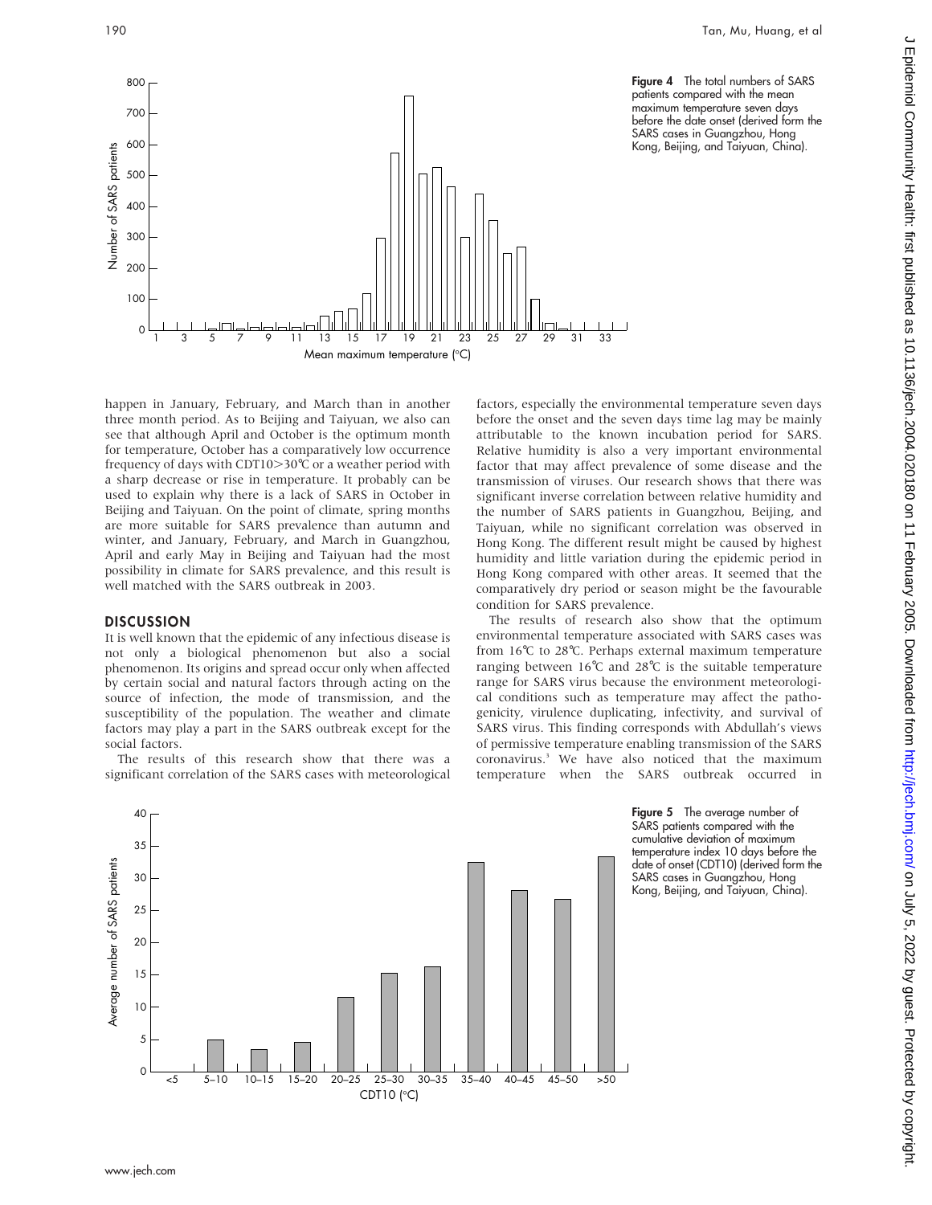800
700
600
500
400
300
200
100
0
Number of SARS patients
1 3 5 7 9 11 13 15 17 19 21 23 25 27 29 31 33
Mean maximum temperature (°C)

**Figure 4** The total numbers of SARS patients compared with the mean maximum temperature seven days before the date onset (derived form the SARS cases in Guangzhou, Hong Kong, Beijing, and Taiyuan, China).

happen in January, February, and March than in another three month period. As to Beijing and Taiyuan, we also can see that although April and October is the optimum month for temperature, October has a comparatively low occurrence frequency of days with CDT10>30℃ or a weather period with a sharp decrease or rise in temperature. It probably can be used to explain why there is a lack of SARS in October in Beijing and Taiyuan. On the point of climate, spring months are more suitable for SARS prevalence than autumn and winter, and January, February, and March in Guangzhou, April and early May in Beijing and Taiyuan had the most possibility in climate for SARS prevalence, and this result is well matched with the SARS outbreak in 2003.

## DISCUSSION

It is well known that the epidemic of any infectious disease is not only a biological phenomenon but also a social phenomenon. Its origins and spread occur only when affected by certain social and natural factors through acting on the source of infection, the mode of transmission, and the susceptibility of the population. The weather and climate factors may play a part in the SARS outbreak except for the social factors.

The results of this research show that there was a significant correlation of the SARS cases with meteorological factors, especially the environmental temperature seven days before the onset and the seven days time lag may be mainly attributable to the known incubation period for SARS. Relative humidity is also a very important environmental factor that may affect prevalence of some disease and the transmission of viruses. Our research shows that there was significant inverse correlation between relative humidity and the number of SARS patients in Guangzhou, Beijing, and Taiyuan, while no significant correlation was observed in Hong Kong. The different result might be caused by highest humidity and little variation during the epidemic period in Hong Kong compared with other areas. It seemed that the comparatively dry period or season might be the favourable condition for SARS prevalence.

The results of research also show that the optimum environmental temperature associated with SARS cases was from 16℃ to 28℃. Perhaps external maximum temperature ranging between 16℃ and 28℃ is the suitable temperature range for SARS virus because the environment meteorological conditions such as temperature may affect the pathogenicity, virulence duplicating, infectivity, and survival of SARS virus. This finding corresponds with Abdullah's views of permissive temperature enabling transmission of the SARS coronavirus.[3] We have also noticed that the maximum temperature when the SARS outbreak occurred in

40
35
30
25
20
15
10
5
0
Average number of SARS patients
<5 5–10 10–15 15–20 20–25 25–30 30–35 35–40 40–45 45–50 >50
CDT10 (°C)

**Figure 5** The average number of SARS patients compared with the cumulative deviation of maximum temperature index 10 days before the date of onset (CDT10) (derived form the SARS cases in Guangzhou, Hong Kong, Beijing, and Taiyuan, China).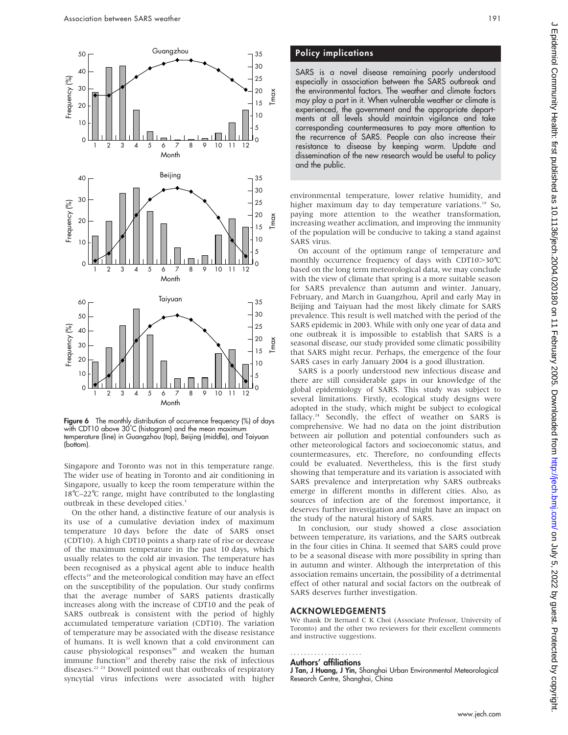Figure 6 The monthly distribution of occurrence frequency (%) of days with CDT10 above 30°C (histogram) and the mean maximum temperature (line) in Guangzhou (top), Beijing (middle), and Taiyuan (bottom).

Singapore and Toronto was not in this temperature range. The wider use of heating in Toronto and air conditioning in Singapore, usually to keep the room temperature within the 18°C–22°C range, might have contributed to the longlasting outbreak in these developed cities.[3]

On the other hand, a distinctive feature of our analysis is its use of a cumulative deviation index of maximum temperature 10 days before the date of SARS onset (CDT10). A high CDT10 points a sharp rate of rise or decrease of the maximum temperature in the past 10 days, which usually relates to the cold air invasion. The temperature has been recognised as a physical agent able to induce health effects[19] and the meteorological condition may have an effect on the susceptibility of the population. Our study confirms that the average number of SARS patients drastically increases along with the increase of CDT10 and the peak of SARS outbreak is consistent with the period of highly accumulated temperature variation (CDT10). The variation of temperature may be associated with the disease resistance of humans. It is well known that a cold environment can cause physiological responses[20] and weaken the human immune function[21] and thereby raise the risk of infectious diseases.[22 23] Dowell pointed out that outbreaks of respiratory syncytial virus infections were associated with higher environmental temperature, lower relative humidity, and higher maximum day to day temperature variations.[19] So, paying more attention to the weather transformation, increasing weather acclimation, and improving the immunity of the population will be conducive to taking a stand against SARS virus.

## Policy implications

SARS is a novel disease remaining poorly understood especially in association between the SARS outbreak and the environmental factors. The weather and climate factors may play a part in it. When vulnerable weather or climate is experienced, the government and the appropriate departments at all levels should maintain vigilance and take corresponding countermeasures to pay more attention to the recurrence of SARS. People can also increase their resistance to disease by keeping warm. Update and dissemination of the new research would be useful to policy and the public.

On account of the optimum range of temperature and monthly occurrence frequency of days with CDT10>30°C based on the long term meteorological data, we may conclude with the view of climate that spring is a more suitable season for SARS prevalence than autumn and winter. January, February, and March in Guangzhou, April and early May in Beijing and Taiyuan had the most likely climate for SARS prevalence. This result is well matched with the period of the SARS epidemic in 2003. While with only one year of data and one outbreak it is impossible to establish that SARS is a seasonal disease, our study provided some climatic possibility that SARS might recur. Perhaps, the emergence of the four SARS cases in early January 2004 is a good illustration.

SARS is a poorly understood new infectious disease and there are still considerable gaps in our knowledge of the global epidemiology of SARS. This study was subject to several limitations. Firstly, ecological study designs were adopted in the study, which might be subject to ecological fallacy.[24] Secondly, the effect of weather on SARS is comprehensive. We had no data on the joint distribution between air pollution and potential confounders such as other meteorological factors and socioeconomic status, and countermeasures, etc. Therefore, no confounding effects could be evaluated. Nevertheless, this is the first study showing that temperature and its variation is associated with SARS prevalence and interpretation why SARS outbreaks emerge in different months in different cities. Also, as sources of infection are of the foremost importance, it deserves further investigation and might have an impact on the study of the natural history of SARS.

In conclusion, our study showed a close association between temperature, its variations, and the SARS outbreak in the four cities in China. It seemed that SARS could prove to be a seasonal disease with more possibility in spring than in autumn and winter. Although the interpretation of this association remains uncertain, the possibility of a detrimental effect of other natural and social factors on the outbreak of SARS deserves further investigation.

## ACKNOWLEDGEMENTS

We thank Dr Bernard C K Choi (Associate Professor, University of Toronto) and the other two reviewers for their excellent comments and instructive suggestions.

### Authors' affiliations

**J Tan, J Huang, J Yin,** Shanghai Urban Environmental Meteorological Research Centre, Shanghai, China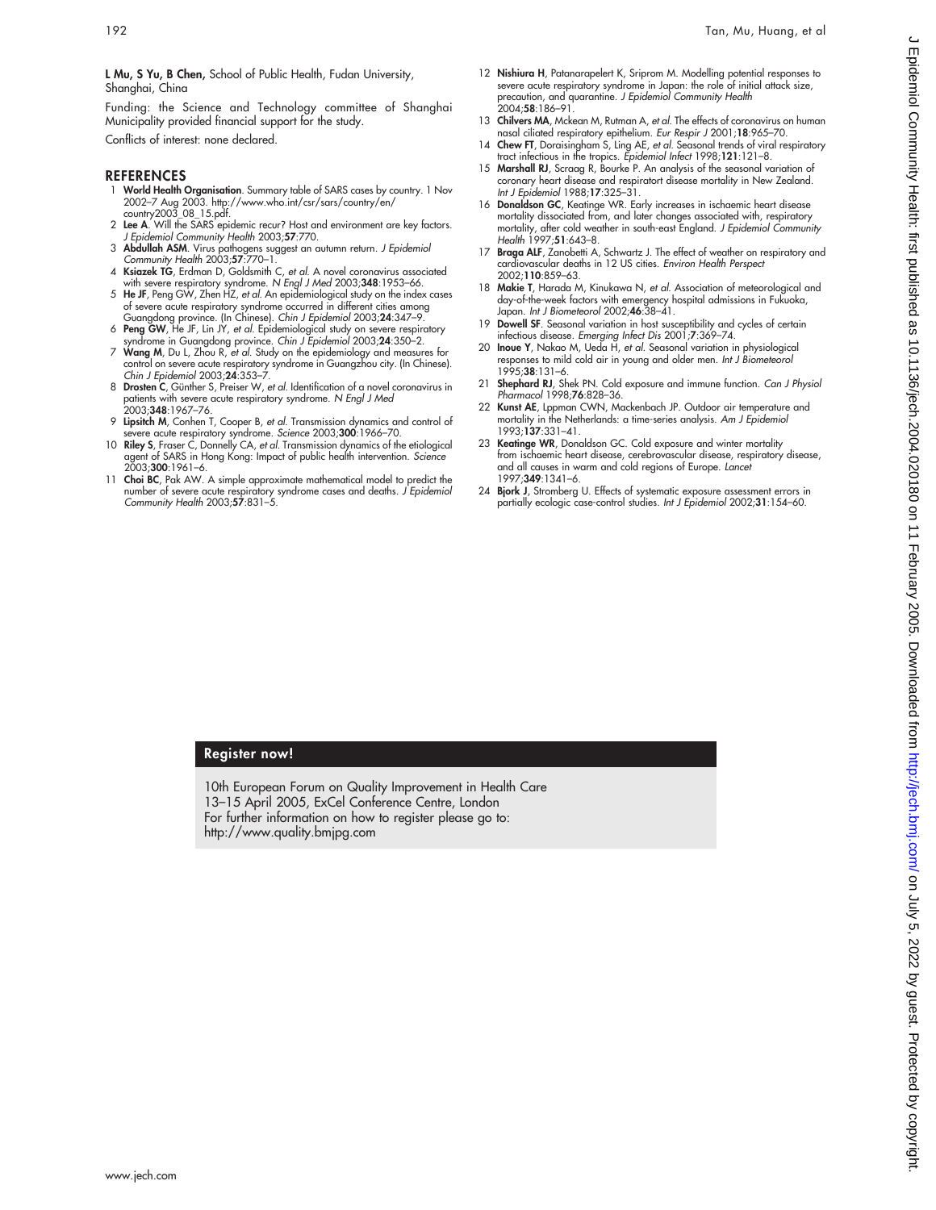**L Mu, S Yu, B Chen,** School of Public Health, Fudan University, Shanghai, China

Funding: the Science and Technology committee of Shanghai Municipality provided financial support for the study.

Conflicts of interest: none declared.

## REFERENCES

1. **World Health Organisation**. Summary table of SARS cases by country. 1 Nov 2002–7 Aug 2003. http://www.who.int/csr/sars/country/en/country2003_08_15.pdf.
2. **Lee A**. Will the SARS epidemic recur? Host and environment are key factors. *J Epidemiol Community Health* 2003;**57**:770.
3. **Abdullah ASM**. Virus pathogens suggest an autumn return. *J Epidemiol Community Health* 2003;**57**:770–1.
4. **Ksiazek TG**, Erdman D, Goldsmith C, *et al*. A novel coronavirus associated with severe respiratory syndrome. *N Engl J Med* 2003;**348**:1953–66.
5. **He JF**, Peng GW, Zhen HZ, *et al*. An epidemiological study on the index cases of severe acute respiratory syndrome occurred in different cities among Guangdong province. (In Chinese). *Chin J Epidemiol* 2003;**24**:347–9.
6. **Peng GW**, He JF, Lin JY, *et al*. Epidemiological study on severe respiratory syndrome in Guangdong province. *Chin J Epidemiol* 2003;**24**:350–2.
7. **Wang M**, Du L, Zhou R, *et al*. Study on the epidemiology and measures for control on severe acute respiratory syndrome in Guangzhou city. (In Chinese). *Chin J Epidemiol* 2003;**24**:353–7.
8. **Drosten C**, Günther S, Preiser W, *et al*. Identification of a novel coronavirus in patients with severe acute respiratory syndrome. *N Engl J Med* 2003;**348**:1967–76.
9. **Lipsitch M**, Conhen T, Cooper B, *et al*. Transmission dynamics and control of severe acute respiratory syndrome. *Science* 2003;**300**:1966–70.
10. **Riley S**, Fraser C, Donnelly CA, *et al*. Transmission dynamics of the etiological agent of SARS in Hong Kong: Impact of public health intervention. *Science* 2003;**300**:1961–6.
11. **Choi BC**, Pak AW. A simple approximate mathematical model to predict the number of severe acute respiratory syndrome cases and deaths. *J Epidemiol Community Health* 2003;**57**:831–5.
12. **Nishiura H**, Patanarapelert K, Sriprom M. Modelling potential responses to severe acute respiratory syndrome in Japan: the role of initial attack size, precaution, and quarantine. *J Epidemiol Community Health* 2004;**58**:186–91.
13. **Chilvers MA**, Mckean M, Rutman A, *et al*. The effects of coronavirus on human nasal ciliated respiratory epithelium. *Eur Respir J* 2001;**18**:965–70.
14. **Chew FT**, Doraisingham S, Ling AE, *et al*. Seasonal trends of viral respiratory tract infectious in the tropics. *Epidemiol Infect* 1998;**121**:121–8.
15. **Marshall RJ**, Scraag R, Bourke P. An analysis of the seasonal variation of coronary heart disease and respiratort disease mortality in New Zealand. *Int J Epidemiol* 1988;**17**:325–31.
16. **Donaldson GC**, Keatinge WR. Early increases in ischaemic heart disease mortality dissociated from, and later changes associated with, respiratory mortality, after cold weather in south-east England. *J Epidemiol Community Health* 1997;**51**:643–8.
17. **Braga ALF**, Zanobetti A, Schwartz J. The effect of weather on respiratory and cardiovascular deaths in 12 US cities. *Environ Health Perspect* 2002;**110**:859–63.
18. **Makie T**, Harada M, Kinukawa N, *et al*. Association of meteorological and day-of-the-week factors with emergency hospital admissions in Fukuoka, Japan. *Int J Biometeorol* 2002;**46**:38–41.
19. **Dowell SF**. Seasonal variation in host susceptibility and cycles of certain infectious disease. *Emerging Infect Dis* 2001;**7**:369–74.
20. **Inoue Y**, Nakao M, Ueda H, *et al*. Seasonal variation in physiological responses to mild cold air in young and older men. *Int J Biometeorol* 1995;**38**:131–6.
21. **Shephard RJ**, Shek PN. Cold exposure and immune function. *Can J Physiol Pharmacol* 1998;**76**:828–36.
22. **Kunst AE**, Lppman CWN, Mackenbach JP. Outdoor air temperature and mortality in the Netherlands: a time-series analysis. *Am J Epidemiol* 1993;**137**:331–41.
23. **Keatinge WR**, Donaldson GC. Cold exposure and winter mortality from ischaemic heart disease, cerebrovascular disease, respiratory disease, and all causes in warm and cold regions of Europe. *Lancet* 1997;**349**:1341–6.
24. **Bjork J**, Stromberg U. Effects of systematic exposure assessment errors in partially ecologic case-control studies. *Int J Epidemiol* 2002;**31**:154–60.

**Register now!**

10th European Forum on Quality Improvement in Health Care
13–15 April 2005, ExCel Conference Centre, London
For further information on how to register please go to:
http://www.quality.bmjpg.com